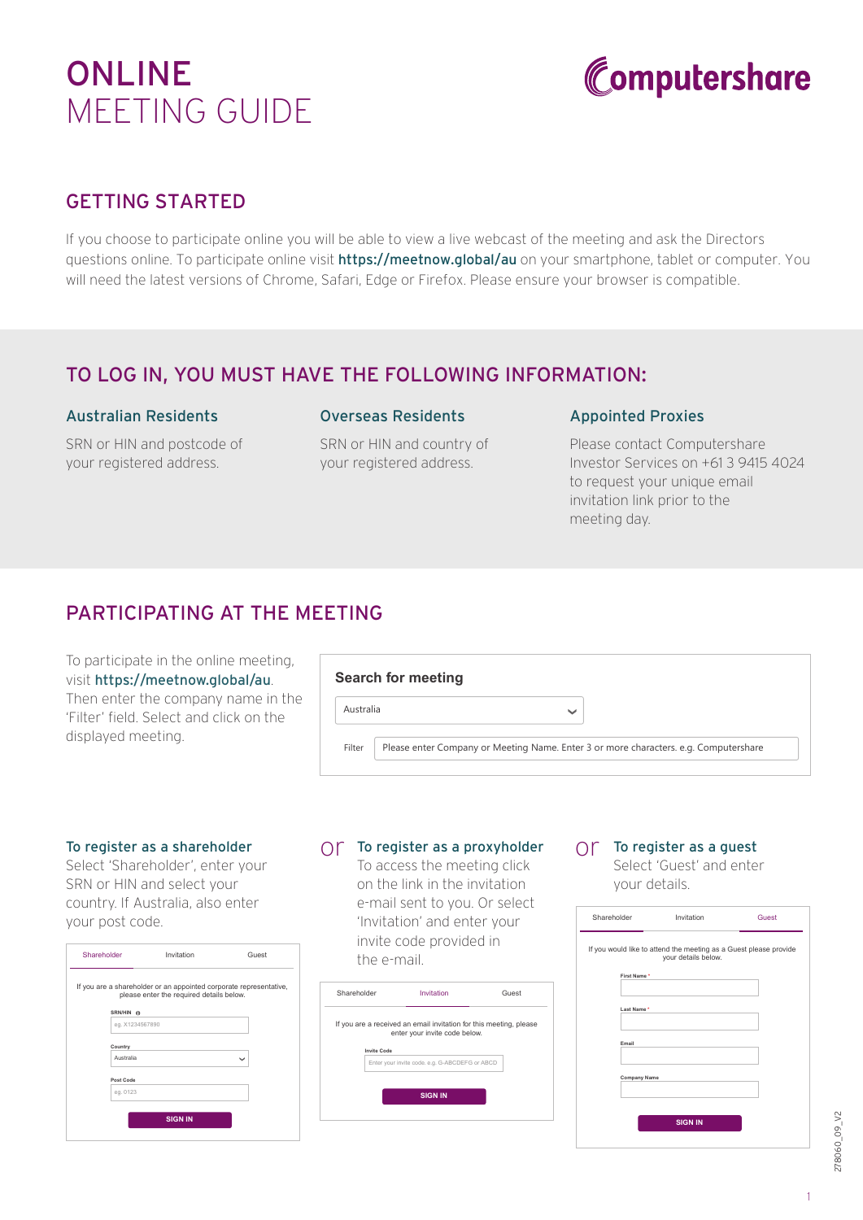# ONLINE MEETING GUIDE

Computershare

## GETTING STARTED

If you choose to participate online you will be able to view a live webcast of the meeting and ask the Directors questions online. To participate online visit **https://meetnow.global/au** on your smartphone, tablet or computer. You will need the latest versions of Chrome, Safari, Edge or Firefox. Please ensure your browser is compatible.

## TO LOG IN, YOU MUST HAVE THE FOLLOWING INFORMATION:

### Australian Residents

SRN or HIN and postcode of your registered address.

### Overseas Residents

SRN or HIN and country of your registered address.

### Appointed Proxies

Please contact Computershare Investor Services on +61 3 9415 4024 to request your unique email invitation link prior to the meeting day.

## PARTICIPATING AT THE MEETING

To participate in the online meeting, visit **https://meetnow.global/au**. Then enter the company name in the 'Filter' field. Select and click on the displayed meeting.

**Search for meeting**

Australia

Filter: Please enter Company or Meeting Name. Enter 3 or more characters. e.g. Computershare

### To register as a shareholder

Select 'Shareholder', enter your SRN or HIN and select your country. If Australia, also enter your post code.

Shareholder | Invitation | Guest

If you are a shareholder or an appointed corporate representative, please enter the required details below.

SRN/HIN: eg. X1234567890

Country: Australia

Post Code: eg. 0123

SIGN IN

or

### To register as a proxyholder

To access the meeting click on the link in the invitation e-mail sent to you. Or select 'Invitation' and enter your invite code provided in the e-mail.

Shareholder | Invitation | Guest

If you are a received an email invitation for this meeting, please enter your invite code below.

Invite Code: Enter your invite code. e.g. G-ABCDEFG or ABCD

SIGN IN

or

### To register as a guest

Select 'Guest' and enter your details.

Shareholder | Invitation | Guest

If you would like to attend the meeting as a Guest please provide your details below.

First Name *

Last Name *

Email

Company Name

SIGN IN

278060_09_V2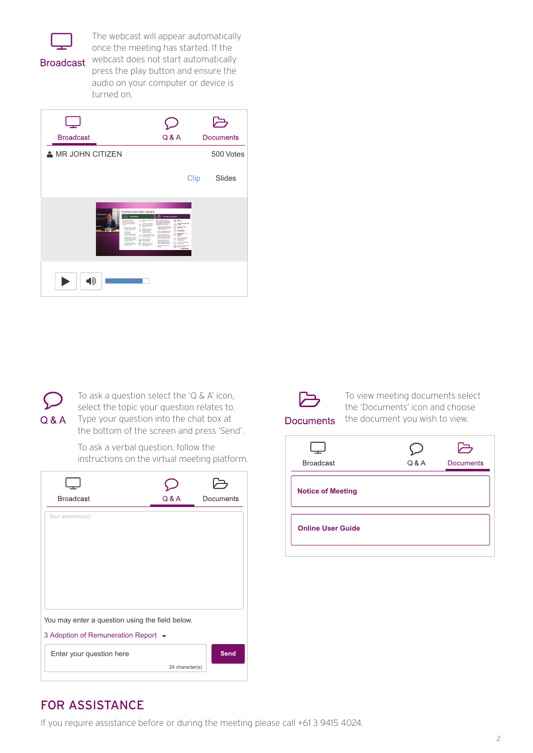## Broadcast

The webcast will appear automatically once the meeting has started. If the webcast does not start automatically press the play button and ensure the audio on your computer or device is turned on.

Broadcast | Q & A | Documents

MR JOHN CITIZEN | 500 Votes

Clip | Slides

## Q & A

To ask a question select the 'Q & A' icon, select the topic your question relates to. Type your question into the chat box at the bottom of the screen and press 'Send'.

To ask a verbal question, follow the instructions on the virtual meeting platform.

Broadcast | Q & A | Documents

*Your questions(s)*

You may enter a question using the field below.

3 Adoption of Remuneration Report

Enter your question here | 24 character(s) | **Send**

## Documents

To view meeting documents select the 'Documents' icon and choose the document you wish to view.

Broadcast | Q & A | Documents

**Notice of Meeting**

**Online User Guide**

## FOR ASSISTANCE

If you require assistance before or during the meeting please call +61 3 9415 4024.